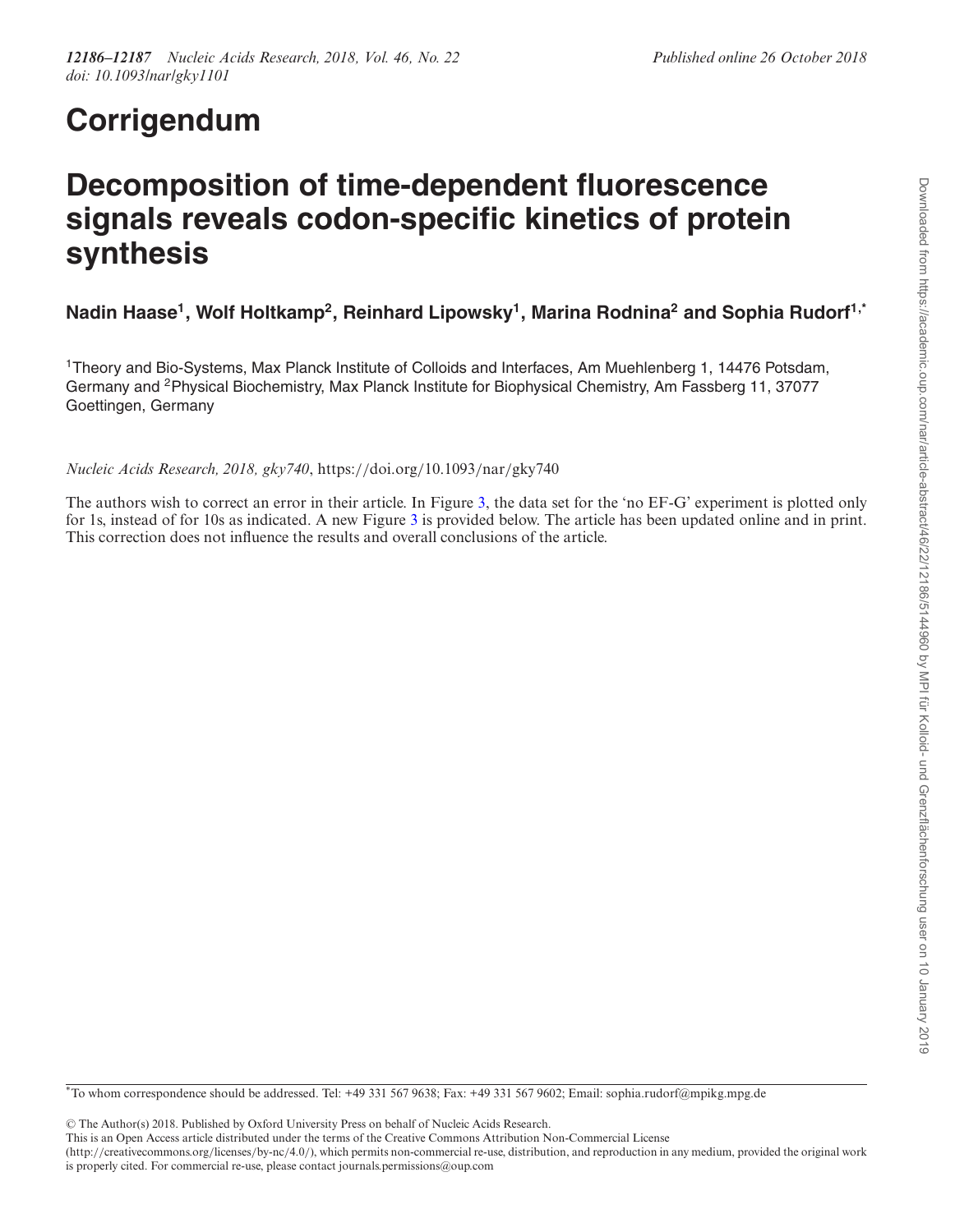# Corrigendum

# Decomposition of time-dependent fluorescence signals reveals codon-specific kinetics of protein synthesis

**Nadin Haase[1], Wolf Holtkamp[2], Reinhard Lipowsky[1], Marina Rodnina[2] and Sophia Rudorf[1,*]**

[1]Theory and Bio-Systems, Max Planck Institute of Colloids and Interfaces, Am Muehlenberg 1, 14476 Potsdam, Germany and [2]Physical Biochemistry, Max Planck Institute for Biophysical Chemistry, Am Fassberg 11, 37077 Goettingen, Germany

*Nucleic Acids Research, 2018, gky740*, https://doi.org/10.1093/nar/gky740

The authors wish to correct an error in their article. In Figure 3, the data set for the 'no EF-G' experiment is plotted only for 1s, instead of for 10s as indicated. A new Figure 3 is provided below. The article has been updated online and in print. This correction does not influence the results and overall conclusions of the article.

*To whom correspondence should be addressed. Tel: +49 331 567 9638; Fax: +49 331 567 9602; Email: sophia.rudorf@mpikg.mpg.de

© The Author(s) 2018. Published by Oxford University Press on behalf of Nucleic Acids Research.
This is an Open Access article distributed under the terms of the Creative Commons Attribution Non-Commercial License (http://creativecommons.org/licenses/by-nc/4.0/), which permits non-commercial re-use, distribution, and reproduction in any medium, provided the original work is properly cited. For commercial re-use, please contact journals.permissions@oup.com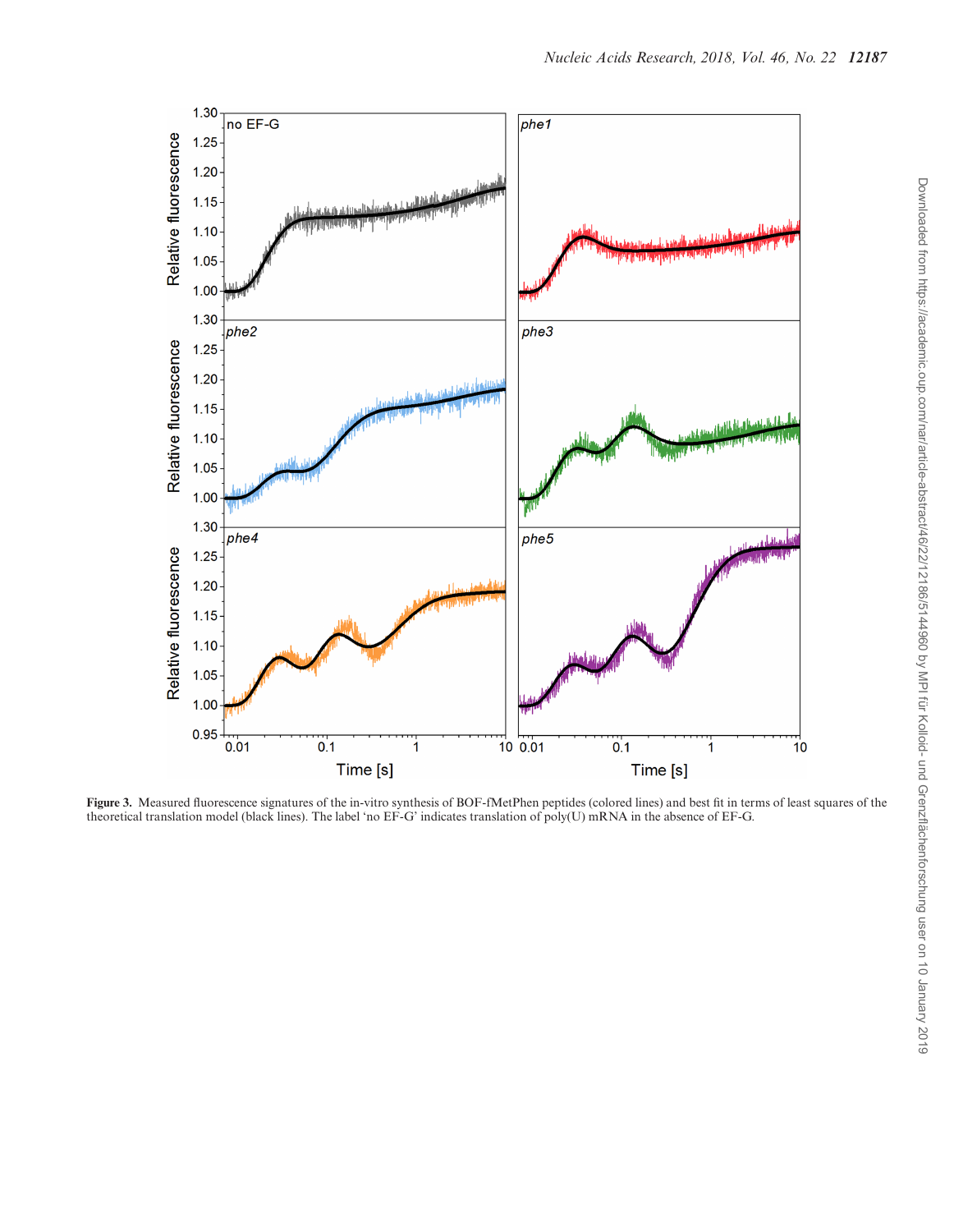no EF-G

phe1

phe2

phe3

phe4

phe5

Relative fluorescence

1.30
1.25
1.20
1.15
1.10
1.05
1.00
0.95

0.01
0.1
1
10

Time [s]

**Figure 3.** Measured fluorescence signatures of the in-vitro synthesis of BOF-fMetPhen peptides (colored lines) and best fit in terms of least squares of the theoretical translation model (black lines). The label 'no EF-G' indicates translation of poly(U) mRNA in the absence of EF-G.